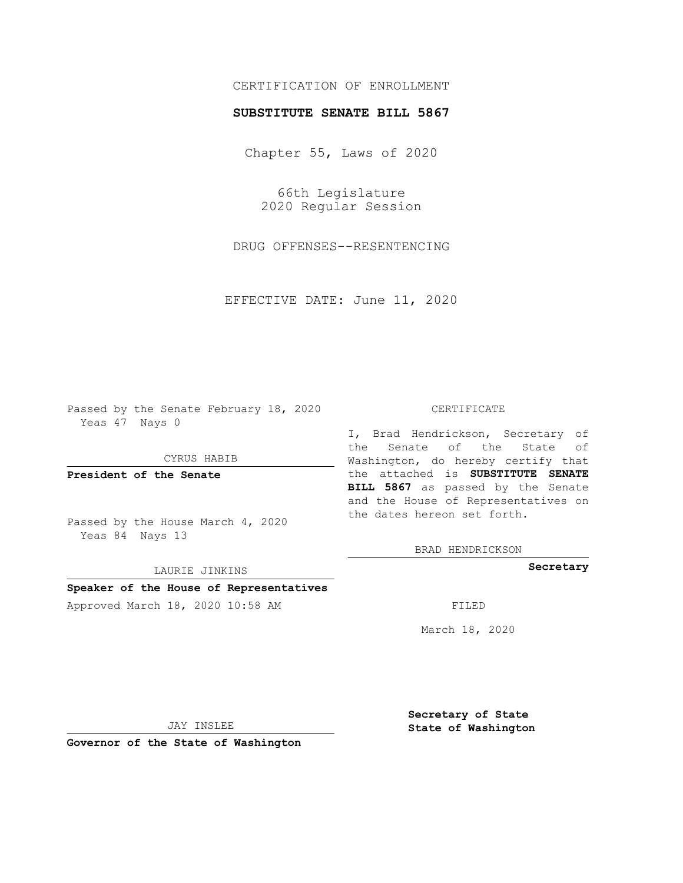CERTIFICATION OF ENROLLMENT

**SUBSTITUTE SENATE BILL 5867**

Chapter 55, Laws of 2020

66th Legislature
2020 Regular Session

DRUG OFFENSES--RESENTENCING

EFFECTIVE DATE: June 11, 2020

Passed by the Senate February 18, 2020
Yeas 47 Nays 0

CYRUS HABIB

**President of the Senate**

Passed by the House March 4, 2020
Yeas 84 Nays 13

LAURIE JINKINS

**Speaker of the House of Representatives**

Approved March 18, 2020 10:58 AM

JAY INSLEE

**Governor of the State of Washington**

CERTIFICATE

I, Brad Hendrickson, Secretary of the Senate of the State of Washington, do hereby certify that the attached is **SUBSTITUTE SENATE BILL 5867** as passed by the Senate and the House of Representatives on the dates hereon set forth.

BRAD HENDRICKSON

**Secretary**

FILED

March 18, 2020

**Secretary of State**
**State of Washington**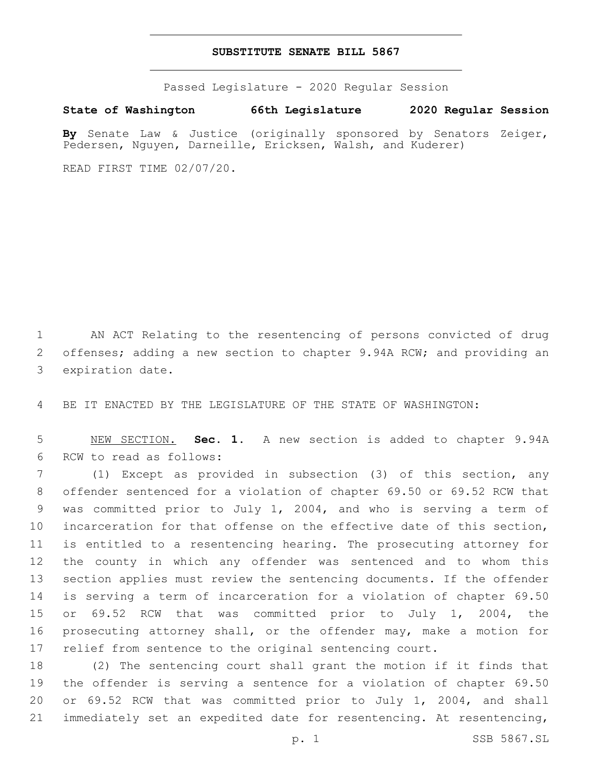# SUBSTITUTE SENATE BILL 5867

Passed Legislature - 2020 Regular Session

**State of Washington 66th Legislature 2020 Regular Session**

**By** Senate Law & Justice (originally sponsored by Senators Zeiger, Pedersen, Nguyen, Darneille, Ericksen, Walsh, and Kuderer)

READ FIRST TIME 02/07/20.

AN ACT Relating to the resentencing of persons convicted of drug offenses; adding a new section to chapter 9.94A RCW; and providing an expiration date.

BE IT ENACTED BY THE LEGISLATURE OF THE STATE OF WASHINGTON:

NEW SECTION. **Sec. 1.** A new section is added to chapter 9.94A RCW to read as follows:

(1) Except as provided in subsection (3) of this section, any offender sentenced for a violation of chapter 69.50 or 69.52 RCW that was committed prior to July 1, 2004, and who is serving a term of incarceration for that offense on the effective date of this section, is entitled to a resentencing hearing. The prosecuting attorney for the county in which any offender was sentenced and to whom this section applies must review the sentencing documents. If the offender is serving a term of incarceration for a violation of chapter 69.50 or 69.52 RCW that was committed prior to July 1, 2004, the prosecuting attorney shall, or the offender may, make a motion for relief from sentence to the original sentencing court.

(2) The sentencing court shall grant the motion if it finds that the offender is serving a sentence for a violation of chapter 69.50 or 69.52 RCW that was committed prior to July 1, 2004, and shall immediately set an expedited date for resentencing. At resentencing,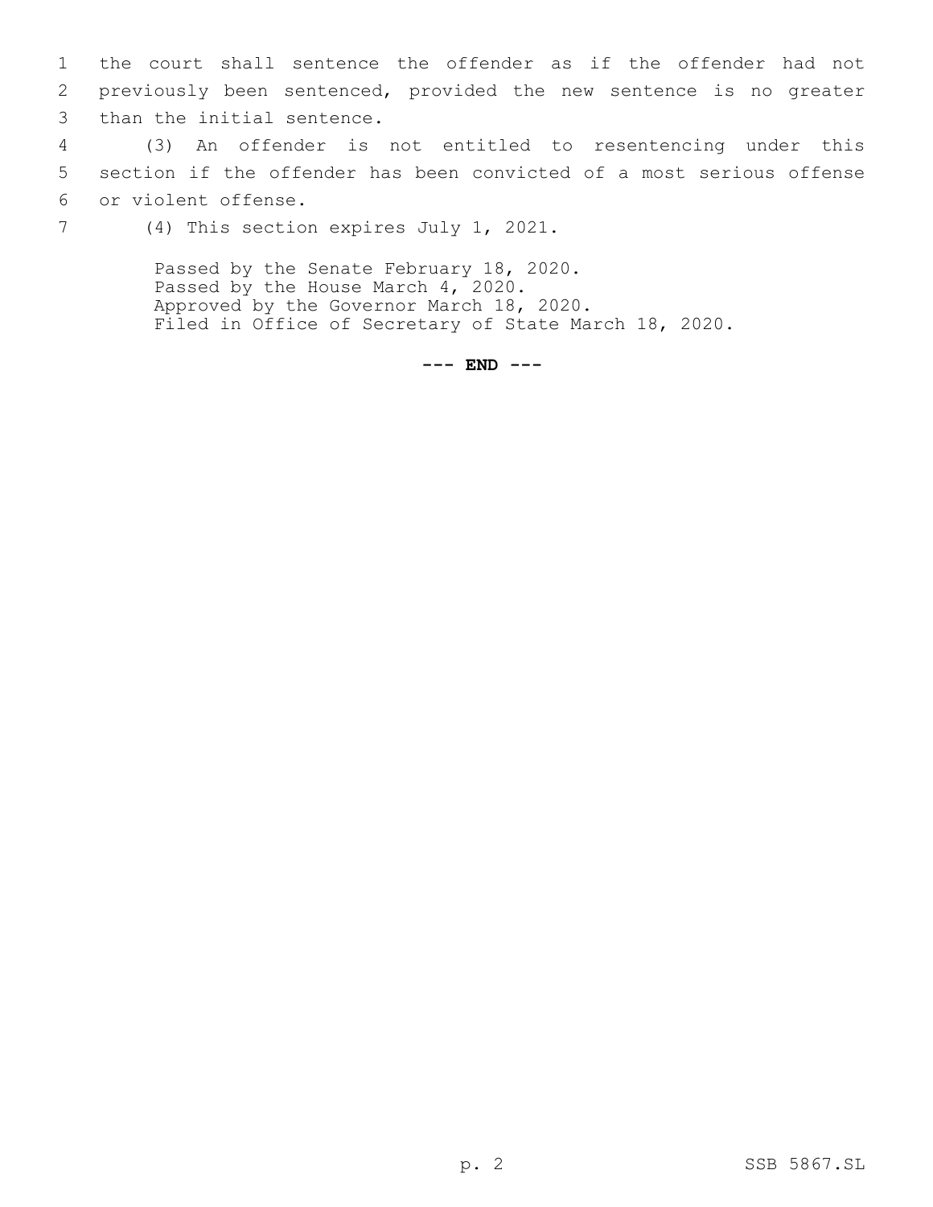the court shall sentence the offender as if the offender had not previously been sentenced, provided the new sentence is no greater than the initial sentence.

(3) An offender is not entitled to resentencing under this section if the offender has been convicted of a most serious offense or violent offense.

(4) This section expires July 1, 2021.

Passed by the Senate February 18, 2020.
Passed by the House March 4, 2020.
Approved by the Governor March 18, 2020.
Filed in Office of Secretary of State March 18, 2020.

**--- END ---**